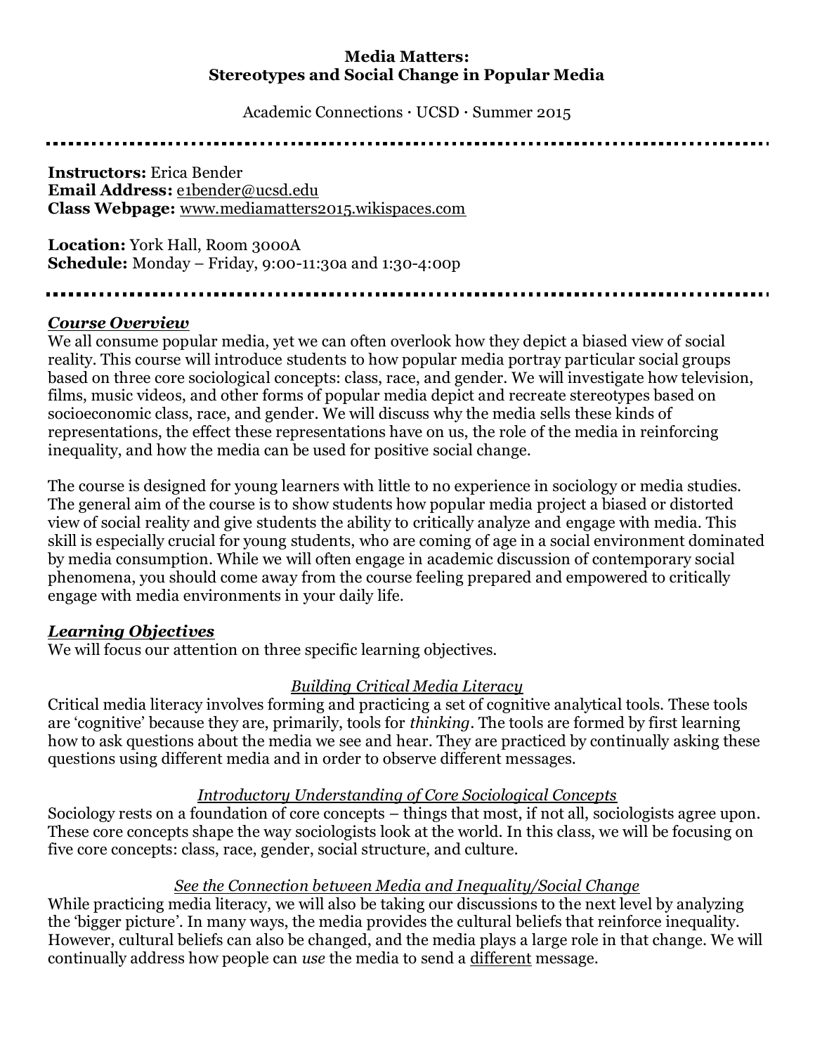**Media Matters:**
**Stereotypes and Social Change in Popular Media**

Academic Connections · UCSD · Summer 2015

---

**Instructors:** Erica Bender
**Email Address:** e1bender@ucsd.edu
**Class Webpage:** www.mediamatters2015.wikispaces.com

**Location:** York Hall, Room 3000A
**Schedule:** Monday – Friday, 9:00-11:30a and 1:30-4:00p

---

## ***Course Overview***

We all consume popular media, yet we can often overlook how they depict a biased view of social reality. This course will introduce students to how popular media portray particular social groups based on three core sociological concepts: class, race, and gender. We will investigate how television, films, music videos, and other forms of popular media depict and recreate stereotypes based on socioeconomic class, race, and gender. We will discuss why the media sells these kinds of representations, the effect these representations have on us, the role of the media in reinforcing inequality, and how the media can be used for positive social change.

The course is designed for young learners with little to no experience in sociology or media studies. The general aim of the course is to show students how popular media project a biased or distorted view of social reality and give students the ability to critically analyze and engage with media. This skill is especially crucial for young students, who are coming of age in a social environment dominated by media consumption. While we will often engage in academic discussion of contemporary social phenomena, you should come away from the course feeling prepared and empowered to critically engage with media environments in your daily life.

## ***Learning Objectives***

We will focus our attention on three specific learning objectives.

### *Building Critical Media Literacy*

Critical media literacy involves forming and practicing a set of cognitive analytical tools. These tools are 'cognitive' because they are, primarily, tools for *thinking*. The tools are formed by first learning how to ask questions about the media we see and hear. They are practiced by continually asking these questions using different media and in order to observe different messages.

### *Introductory Understanding of Core Sociological Concepts*

Sociology rests on a foundation of core concepts – things that most, if not all, sociologists agree upon. These core concepts shape the way sociologists look at the world. In this class, we will be focusing on five core concepts: class, race, gender, social structure, and culture.

### *See the Connection between Media and Inequality/Social Change*

While practicing media literacy, we will also be taking our discussions to the next level by analyzing the 'bigger picture'. In many ways, the media provides the cultural beliefs that reinforce inequality. However, cultural beliefs can also be changed, and the media plays a large role in that change. We will continually address how people can *use* the media to send a different message.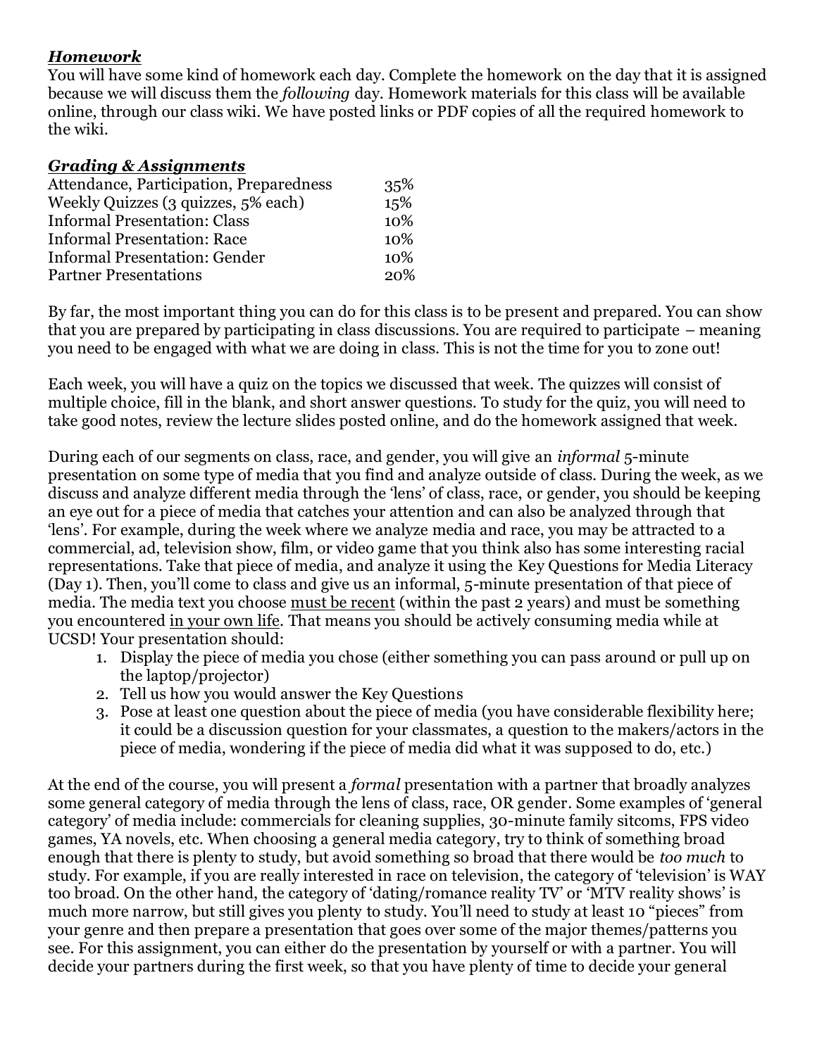### ***Homework***

You will have some kind of homework each day. Complete the homework on the day that it is assigned because we will discuss them the *following* day. Homework materials for this class will be available online, through our class wiki. We have posted links or PDF copies of all the required homework to the wiki.

### ***Grading & Assignments***

| | |
|---|---|
| Attendance, Participation, Preparedness | 35% |
| Weekly Quizzes (3 quizzes, 5% each) | 15% |
| Informal Presentation: Class | 10% |
| Informal Presentation: Race | 10% |
| Informal Presentation: Gender | 10% |
| Partner Presentations | 20% |

By far, the most important thing you can do for this class is to be present and prepared. You can show that you are prepared by participating in class discussions. You are required to participate – meaning you need to be engaged with what we are doing in class. This is not the time for you to zone out!

Each week, you will have a quiz on the topics we discussed that week. The quizzes will consist of multiple choice, fill in the blank, and short answer questions. To study for the quiz, you will need to take good notes, review the lecture slides posted online, and do the homework assigned that week.

During each of our segments on class, race, and gender, you will give an *informal* 5-minute presentation on some type of media that you find and analyze outside of class. During the week, as we discuss and analyze different media through the 'lens' of class, race, or gender, you should be keeping an eye out for a piece of media that catches your attention and can also be analyzed through that 'lens'. For example, during the week where we analyze media and race, you may be attracted to a commercial, ad, television show, film, or video game that you think also has some interesting racial representations. Take that piece of media, and analyze it using the Key Questions for Media Literacy (Day 1). Then, you'll come to class and give us an informal, 5-minute presentation of that piece of media. The media text you choose <u>must be recent</u> (within the past 2 years) and must be something you encountered <u>in your own life</u>. That means you should be actively consuming media while at UCSD! Your presentation should:

1. Display the piece of media you chose (either something you can pass around or pull up on the laptop/projector)
2. Tell us how you would answer the Key Questions
3. Pose at least one question about the piece of media (you have considerable flexibility here; it could be a discussion question for your classmates, a question to the makers/actors in the piece of media, wondering if the piece of media did what it was supposed to do, etc.)

At the end of the course, you will present a *formal* presentation with a partner that broadly analyzes some general category of media through the lens of class, race, OR gender. Some examples of 'general category' of media include: commercials for cleaning supplies, 30-minute family sitcoms, FPS video games, YA novels, etc. When choosing a general media category, try to think of something broad enough that there is plenty to study, but avoid something so broad that there would be *too much* to study. For example, if you are really interested in race on television, the category of 'television' is WAY too broad. On the other hand, the category of 'dating/romance reality TV' or 'MTV reality shows' is much more narrow, but still gives you plenty to study. You'll need to study at least 10 "pieces" from your genre and then prepare a presentation that goes over some of the major themes/patterns you see. For this assignment, you can either do the presentation by yourself or with a partner. You will decide your partners during the first week, so that you have plenty of time to decide your general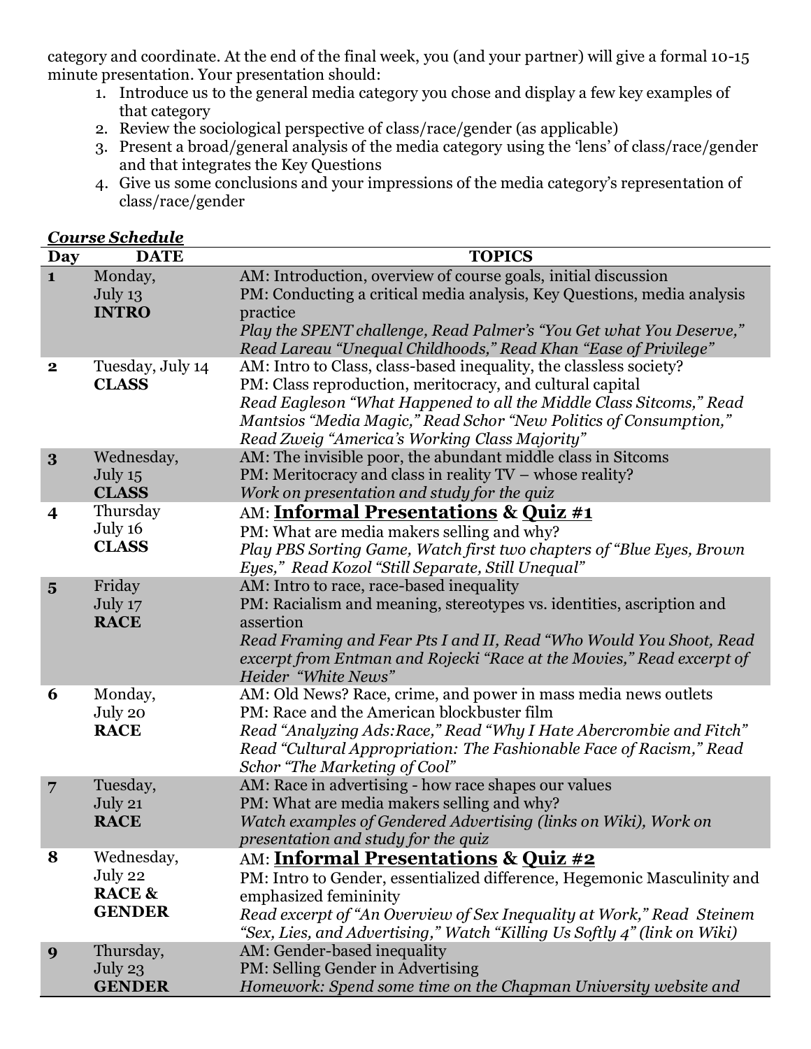category and coordinate. At the end of the final week, you (and your partner) will give a formal 10-15 minute presentation. Your presentation should:

1. Introduce us to the general media category you chose and display a few key examples of that category
2. Review the sociological perspective of class/race/gender (as applicable)
3. Present a broad/general analysis of the media category using the 'lens' of class/race/gender and that integrates the Key Questions
4. Give us some conclusions and your impressions of the media category's representation of class/race/gender

***Course Schedule***

| Day | DATE | TOPICS |
|---|---|---|
| **1** | Monday, July 13 **INTRO** | AM: Introduction, overview of course goals, initial discussion<br>PM: Conducting a critical media analysis, Key Questions, media analysis practice<br>*Play the SPENT challenge, Read Palmer's "You Get what You Deserve," Read Lareau "Unequal Childhoods," Read Khan "Ease of Privilege"* |
| **2** | Tuesday, July 14 **CLASS** | AM: Intro to Class, class-based inequality, the classless society?<br>PM: Class reproduction, meritocracy, and cultural capital<br>*Read Eagleson "What Happened to all the Middle Class Sitcoms," Read Mantsios "Media Magic," Read Schor "New Politics of Consumption," Read Zweig "America's Working Class Majority"* |
| **3** | Wednesday, July 15 **CLASS** | AM: The invisible poor, the abundant middle class in Sitcoms<br>PM: Meritocracy and class in reality TV – whose reality?<br>*Work on presentation and study for the quiz* |
| **4** | Thursday July 16 **CLASS** | AM: **<u>Informal Presentations</u> & <u>Quiz #1</u>**<br>PM: What are media makers selling and why?<br>*Play PBS Sorting Game, Watch first two chapters of "Blue Eyes, Brown Eyes," Read Kozol "Still Separate, Still Unequal"* |
| **5** | Friday July 17 **RACE** | AM: Intro to race, race-based inequality<br>PM: Racialism and meaning, stereotypes vs. identities, ascription and assertion<br>*Read Framing and Fear Pts I and II, Read "Who Would You Shoot, Read excerpt from Entman and Rojecki "Race at the Movies," Read excerpt of Heider "White News"* |
| **6** | Monday, July 20 **RACE** | AM: Old News? Race, crime, and power in mass media news outlets<br>PM: Race and the American blockbuster film<br>*Read "Analyzing Ads:Race," Read "Why I Hate Abercrombie and Fitch" Read "Cultural Appropriation: The Fashionable Face of Racism," Read Schor "The Marketing of Cool"* |
| **7** | Tuesday, July 21 **RACE** | AM: Race in advertising - how race shapes our values<br>PM: What are media makers selling and why?<br>*Watch examples of Gendered Advertising (links on Wiki), Work on presentation and study for the quiz* |
| **8** | Wednesday, July 22 **RACE & GENDER** | AM: **<u>Informal Presentations</u> & <u>Quiz #2</u>**<br>PM: Intro to Gender, essentialized difference, Hegemonic Masculinity and emphasized femininity<br>*Read excerpt of "An Overview of Sex Inequality at Work," Read Steinem "Sex, Lies, and Advertising," Watch "Killing Us Softly 4" (link on Wiki)* |
| **9** | Thursday, July 23 **GENDER** | AM: Gender-based inequality<br>PM: Selling Gender in Advertising<br>*Homework: Spend some time on the Chapman University website and* |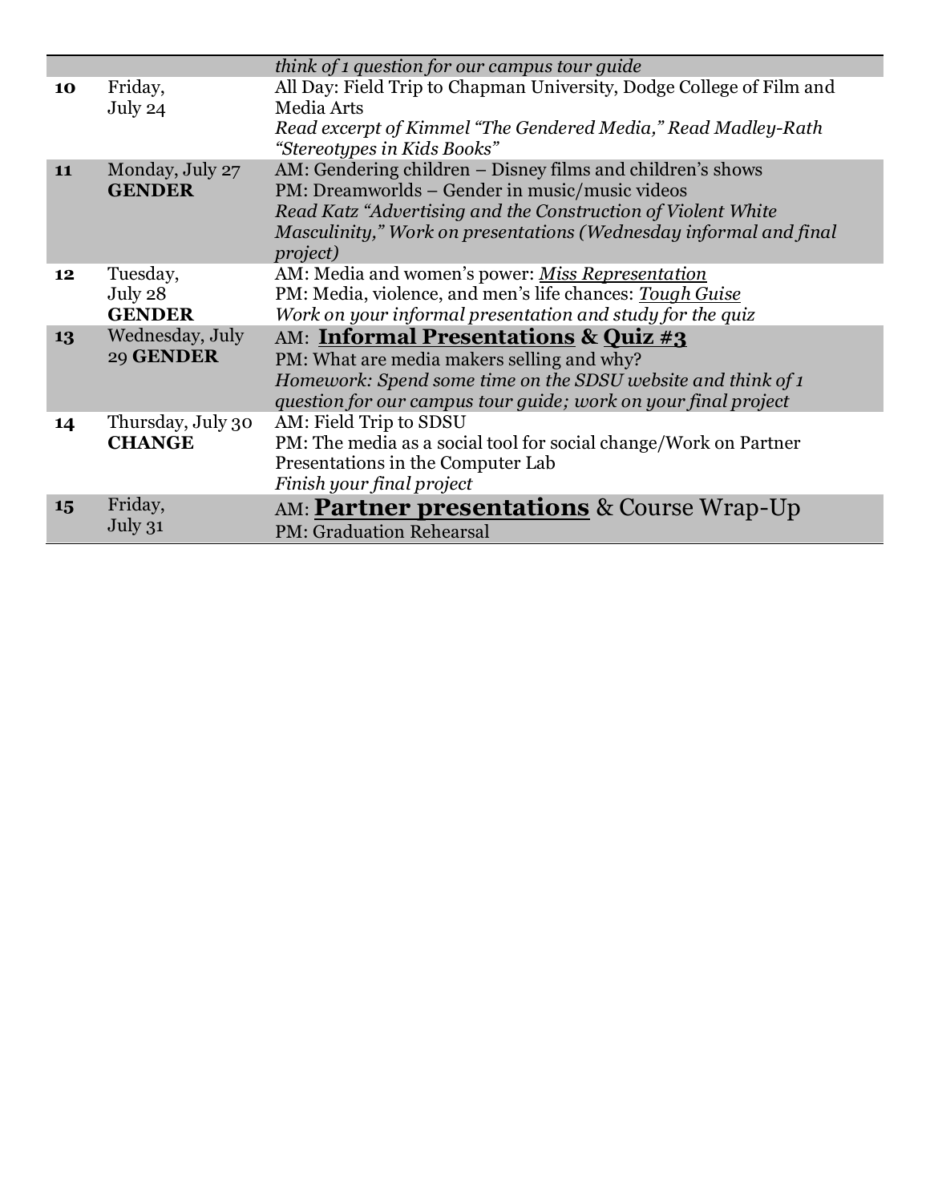| | | |
|---|---|---|
| | | *think of 1 question for our campus tour guide* |
| **10** | Friday, July 24 | All Day: Field Trip to Chapman University, Dodge College of Film and Media Arts<br>*Read excerpt of Kimmel "The Gendered Media," Read Madley-Rath "Stereotypes in Kids Books"* |
| **11** | Monday, July 27 **GENDER** | AM: Gendering children – Disney films and children's shows<br>PM: Dreamworlds – Gender in music/music videos<br>*Read Katz "Advertising and the Construction of Violent White Masculinity," Work on presentations (Wednesday informal and final project)* |
| **12** | Tuesday, July 28 **GENDER** | AM: Media and women's power: ***Miss Representation***<br>PM: Media, violence, and men's life chances: ***Tough Guise***<br>*Work on your informal presentation and study for the quiz* |
| **13** | Wednesday, July 29 **GENDER** | AM: **Informal Presentations & Quiz #3**<br>PM: What are media makers selling and why?<br>*Homework: Spend some time on the SDSU website and think of 1 question for our campus tour guide; work on your final project* |
| **14** | Thursday, July 30 **CHANGE** | AM: Field Trip to SDSU<br>PM: The media as a social tool for social change/Work on Partner Presentations in the Computer Lab<br>*Finish your final project* |
| **15** | Friday, July 31 | AM: **Partner presentations** & Course Wrap-Up<br>PM: Graduation Rehearsal |